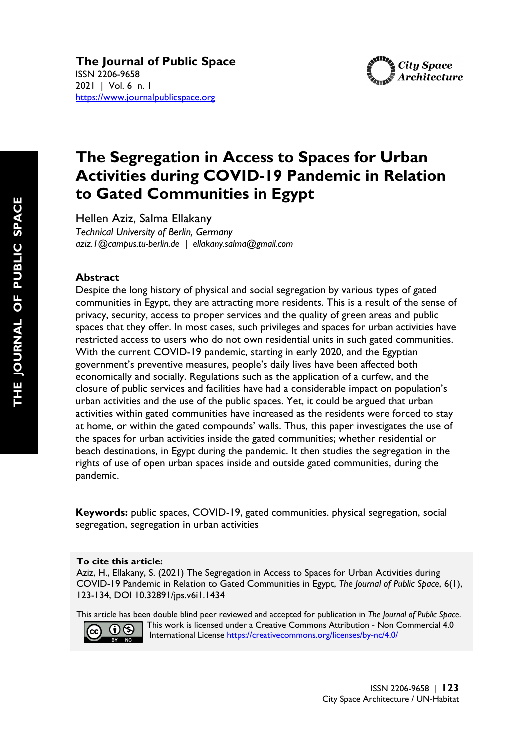**The Journal of Public Space**
ISSN 2206-9658
2021 | Vol. 6 n. 1
https://www.journalpublicspace.org

# The Segregation in Access to Spaces for Urban Activities during COVID-19 Pandemic in Relation to Gated Communities in Egypt

Hellen Aziz, Salma Ellakany
*Technical University of Berlin, Germany*
*aziz.1@campus.tu-berlin.de | ellakany.salma@gmail.com*

## Abstract

Despite the long history of physical and social segregation by various types of gated communities in Egypt, they are attracting more residents. This is a result of the sense of privacy, security, access to proper services and the quality of green areas and public spaces that they offer. In most cases, such privileges and spaces for urban activities have restricted access to users who do not own residential units in such gated communities. With the current COVID-19 pandemic, starting in early 2020, and the Egyptian government's preventive measures, people's daily lives have been affected both economically and socially. Regulations such as the application of a curfew, and the closure of public services and facilities have had a considerable impact on population's urban activities and the use of the public spaces. Yet, it could be argued that urban activities within gated communities have increased as the residents were forced to stay at home, or within the gated compounds' walls. Thus, this paper investigates the use of the spaces for urban activities inside the gated communities; whether residential or beach destinations, in Egypt during the pandemic. It then studies the segregation in the rights of use of open urban spaces inside and outside gated communities, during the pandemic.

**Keywords:** public spaces, COVID-19, gated communities. physical segregation, social segregation, segregation in urban activities

**To cite this article:**
Aziz, H., Ellakany, S. (2021) The Segregation in Access to Spaces for Urban Activities during COVID-19 Pandemic in Relation to Gated Communities in Egypt, *The Journal of Public Space*, 6(1), 123-134, DOI 10.32891/jps.v6i1.1434

This article has been double blind peer reviewed and accepted for publication in *The Journal of Public Space*.
This work is licensed under a Creative Commons Attribution - Non Commercial 4.0 International License https://creativecommons.org/licenses/by-nc/4.0/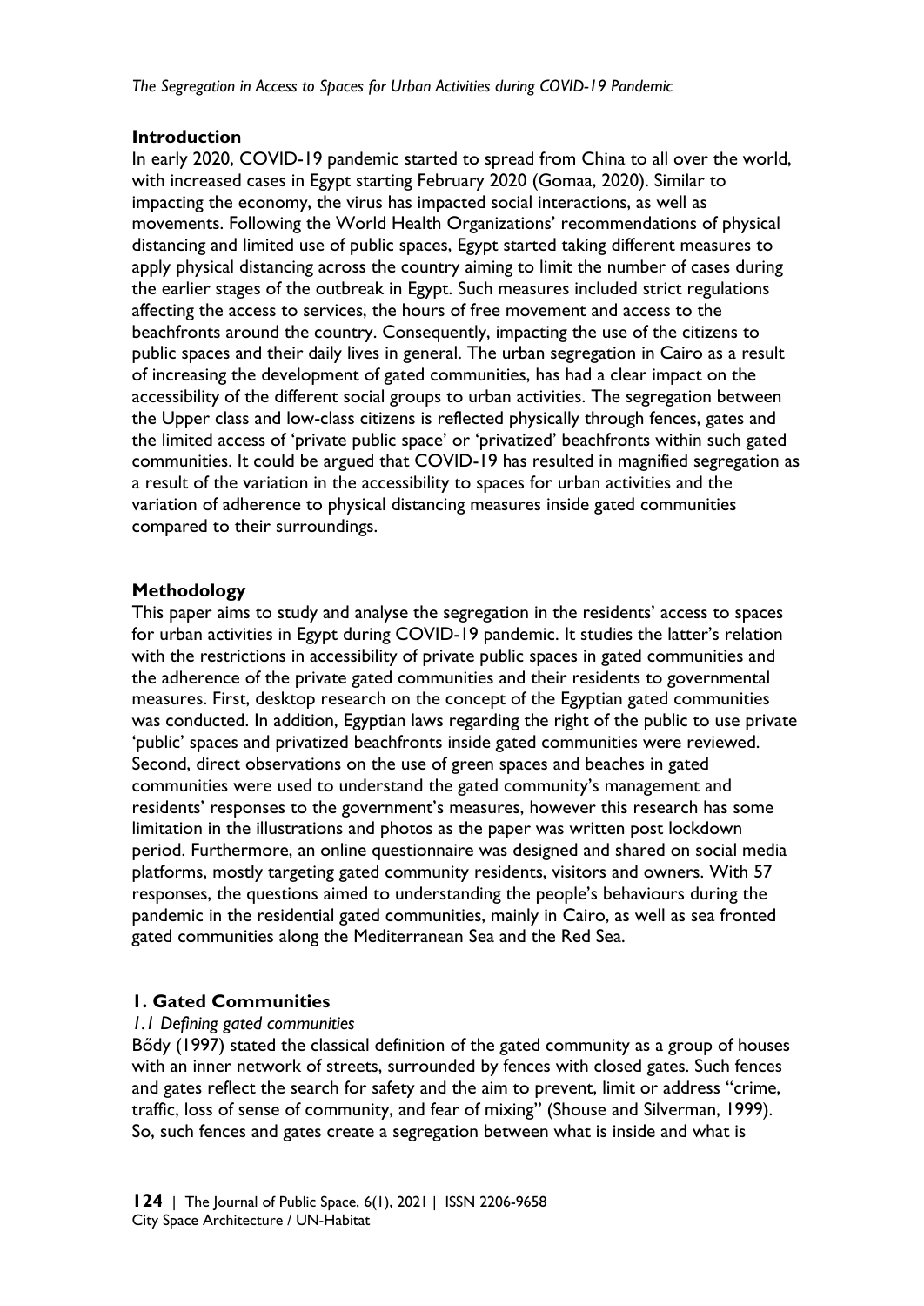## Introduction

In early 2020, COVID-19 pandemic started to spread from China to all over the world, with increased cases in Egypt starting February 2020 (Gomaa, 2020). Similar to impacting the economy, the virus has impacted social interactions, as well as movements. Following the World Health Organizations' recommendations of physical distancing and limited use of public spaces, Egypt started taking different measures to apply physical distancing across the country aiming to limit the number of cases during the earlier stages of the outbreak in Egypt. Such measures included strict regulations affecting the access to services, the hours of free movement and access to the beachfronts around the country. Consequently, impacting the use of the citizens to public spaces and their daily lives in general. The urban segregation in Cairo as a result of increasing the development of gated communities, has had a clear impact on the accessibility of the different social groups to urban activities. The segregation between the Upper class and low-class citizens is reflected physically through fences, gates and the limited access of 'private public space' or 'privatized' beachfronts within such gated communities. It could be argued that COVID-19 has resulted in magnified segregation as a result of the variation in the accessibility to spaces for urban activities and the variation of adherence to physical distancing measures inside gated communities compared to their surroundings.

## Methodology

This paper aims to study and analyse the segregation in the residents' access to spaces for urban activities in Egypt during COVID-19 pandemic. It studies the latter's relation with the restrictions in accessibility of private public spaces in gated communities and the adherence of the private gated communities and their residents to governmental measures. First, desktop research on the concept of the Egyptian gated communities was conducted. In addition, Egyptian laws regarding the right of the public to use private 'public' spaces and privatized beachfronts inside gated communities were reviewed. Second, direct observations on the use of green spaces and beaches in gated communities were used to understand the gated community's management and residents' responses to the government's measures, however this research has some limitation in the illustrations and photos as the paper was written post lockdown period. Furthermore, an online questionnaire was designed and shared on social media platforms, mostly targeting gated community residents, visitors and owners. With 57 responses, the questions aimed to understanding the people's behaviours during the pandemic in the residential gated communities, mainly in Cairo, as well as sea fronted gated communities along the Mediterranean Sea and the Red Sea.

## 1. Gated Communities

### *1.1 Defining gated communities*

Bődy (1997) stated the classical definition of the gated community as a group of houses with an inner network of streets, surrounded by fences with closed gates. Such fences and gates reflect the search for safety and the aim to prevent, limit or address "crime, traffic, loss of sense of community, and fear of mixing" (Shouse and Silverman, 1999). So, such fences and gates create a segregation between what is inside and what is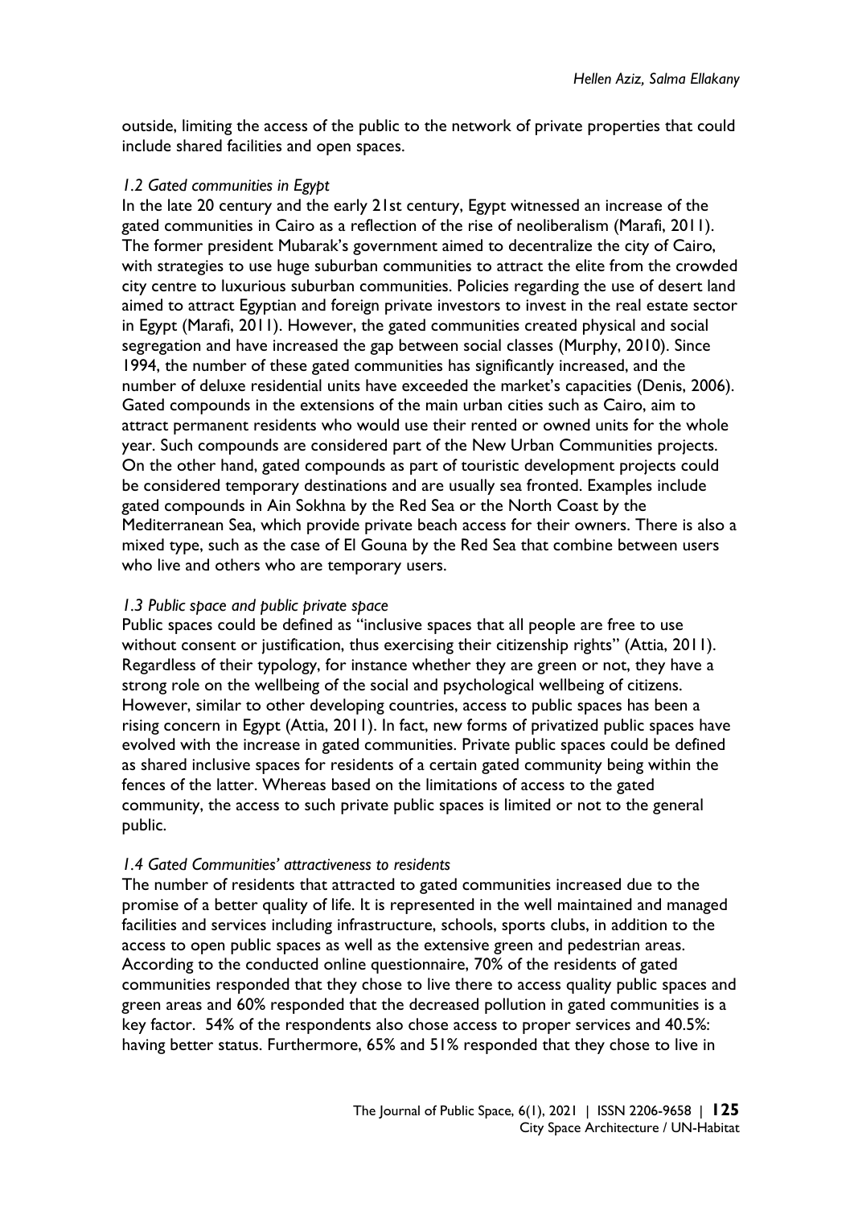outside, limiting the access of the public to the network of private properties that could include shared facilities and open spaces.

### *1.2 Gated communities in Egypt*

In the late 20 century and the early 21st century, Egypt witnessed an increase of the gated communities in Cairo as a reflection of the rise of neoliberalism (Marafi, 2011). The former president Mubarak's government aimed to decentralize the city of Cairo, with strategies to use huge suburban communities to attract the elite from the crowded city centre to luxurious suburban communities. Policies regarding the use of desert land aimed to attract Egyptian and foreign private investors to invest in the real estate sector in Egypt (Marafi, 2011). However, the gated communities created physical and social segregation and have increased the gap between social classes (Murphy, 2010). Since 1994, the number of these gated communities has significantly increased, and the number of deluxe residential units have exceeded the market's capacities (Denis, 2006). Gated compounds in the extensions of the main urban cities such as Cairo, aim to attract permanent residents who would use their rented or owned units for the whole year. Such compounds are considered part of the New Urban Communities projects. On the other hand, gated compounds as part of touristic development projects could be considered temporary destinations and are usually sea fronted. Examples include gated compounds in Ain Sokhna by the Red Sea or the North Coast by the Mediterranean Sea, which provide private beach access for their owners. There is also a mixed type, such as the case of El Gouna by the Red Sea that combine between users who live and others who are temporary users.

### *1.3 Public space and public private space*

Public spaces could be defined as "inclusive spaces that all people are free to use without consent or justification, thus exercising their citizenship rights" (Attia, 2011). Regardless of their typology, for instance whether they are green or not, they have a strong role on the wellbeing of the social and psychological wellbeing of citizens. However, similar to other developing countries, access to public spaces has been a rising concern in Egypt (Attia, 2011). In fact, new forms of privatized public spaces have evolved with the increase in gated communities. Private public spaces could be defined as shared inclusive spaces for residents of a certain gated community being within the fences of the latter. Whereas based on the limitations of access to the gated community, the access to such private public spaces is limited or not to the general public.

### *1.4 Gated Communities' attractiveness to residents*

The number of residents that attracted to gated communities increased due to the promise of a better quality of life. It is represented in the well maintained and managed facilities and services including infrastructure, schools, sports clubs, in addition to the access to open public spaces as well as the extensive green and pedestrian areas. According to the conducted online questionnaire, 70% of the residents of gated communities responded that they chose to live there to access quality public spaces and green areas and 60% responded that the decreased pollution in gated communities is a key factor. 54% of the respondents also chose access to proper services and 40.5%: having better status. Furthermore, 65% and 51% responded that they chose to live in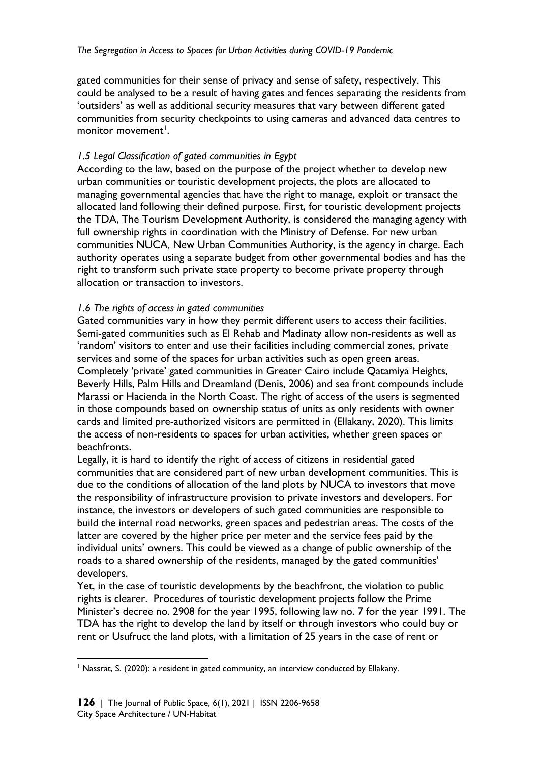gated communities for their sense of privacy and sense of safety, respectively. This could be analysed to be a result of having gates and fences separating the residents from 'outsiders' as well as additional security measures that vary between different gated communities from security checkpoints to using cameras and advanced data centres to monitor movement[1].

### *1.5 Legal Classification of gated communities in Egypt*

According to the law, based on the purpose of the project whether to develop new urban communities or touristic development projects, the plots are allocated to managing governmental agencies that have the right to manage, exploit or transact the allocated land following their defined purpose. First, for touristic development projects the TDA, The Tourism Development Authority, is considered the managing agency with full ownership rights in coordination with the Ministry of Defense. For new urban communities NUCA, New Urban Communities Authority, is the agency in charge. Each authority operates using a separate budget from other governmental bodies and has the right to transform such private state property to become private property through allocation or transaction to investors.

### *1.6 The rights of access in gated communities*

Gated communities vary in how they permit different users to access their facilities. Semi-gated communities such as El Rehab and Madinaty allow non-residents as well as 'random' visitors to enter and use their facilities including commercial zones, private services and some of the spaces for urban activities such as open green areas. Completely 'private' gated communities in Greater Cairo include Qatamiya Heights, Beverly Hills, Palm Hills and Dreamland (Denis, 2006) and sea front compounds include Marassi or Hacienda in the North Coast. The right of access of the users is segmented in those compounds based on ownership status of units as only residents with owner cards and limited pre-authorized visitors are permitted in (Ellakany, 2020). This limits the access of non-residents to spaces for urban activities, whether green spaces or beachfronts.

Legally, it is hard to identify the right of access of citizens in residential gated communities that are considered part of new urban development communities. This is due to the conditions of allocation of the land plots by NUCA to investors that move the responsibility of infrastructure provision to private investors and developers. For instance, the investors or developers of such gated communities are responsible to build the internal road networks, green spaces and pedestrian areas. The costs of the latter are covered by the higher price per meter and the service fees paid by the individual units' owners. This could be viewed as a change of public ownership of the roads to a shared ownership of the residents, managed by the gated communities' developers.

Yet, in the case of touristic developments by the beachfront, the violation to public rights is clearer. Procedures of touristic development projects follow the Prime Minister's decree no. 2908 for the year 1995, following law no. 7 for the year 1991. The TDA has the right to develop the land by itself or through investors who could buy or rent or Usufruct the land plots, with a limitation of 25 years in the case of rent or

[1] Nassrat, S. (2020): a resident in gated community, an interview conducted by Ellakany.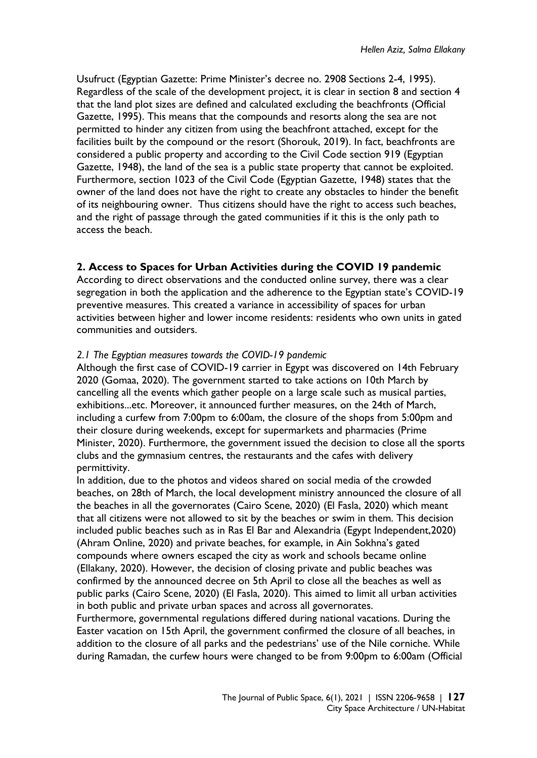Usufruct (Egyptian Gazette: Prime Minister's decree no. 2908 Sections 2-4, 1995). Regardless of the scale of the development project, it is clear in section 8 and section 4 that the land plot sizes are defined and calculated excluding the beachfronts (Official Gazette, 1995). This means that the compounds and resorts along the sea are not permitted to hinder any citizen from using the beachfront attached, except for the facilities built by the compound or the resort (Shorouk, 2019). In fact, beachfronts are considered a public property and according to the Civil Code section 919 (Egyptian Gazette, 1948), the land of the sea is a public state property that cannot be exploited. Furthermore, section 1023 of the Civil Code (Egyptian Gazette, 1948) states that the owner of the land does not have the right to create any obstacles to hinder the benefit of its neighbouring owner. Thus citizens should have the right to access such beaches, and the right of passage through the gated communities if it this is the only path to access the beach.

## 2. Access to Spaces for Urban Activities during the COVID 19 pandemic

According to direct observations and the conducted online survey, there was a clear segregation in both the application and the adherence to the Egyptian state's COVID-19 preventive measures. This created a variance in accessibility of spaces for urban activities between higher and lower income residents: residents who own units in gated communities and outsiders.

### *2.1 The Egyptian measures towards the COVID-19 pandemic*

Although the first case of COVID-19 carrier in Egypt was discovered on 14th February 2020 (Gomaa, 2020). The government started to take actions on 10th March by cancelling all the events which gather people on a large scale such as musical parties, exhibitions...etc. Moreover, it announced further measures, on the 24th of March, including a curfew from 7:00pm to 6:00am, the closure of the shops from 5:00pm and their closure during weekends, except for supermarkets and pharmacies (Prime Minister, 2020). Furthermore, the government issued the decision to close all the sports clubs and the gymnasium centres, the restaurants and the cafes with delivery permittivity.

In addition, due to the photos and videos shared on social media of the crowded beaches, on 28th of March, the local development ministry announced the closure of all the beaches in all the governorates (Cairo Scene, 2020) (El Fasla, 2020) which meant that all citizens were not allowed to sit by the beaches or swim in them. This decision included public beaches such as in Ras El Bar and Alexandria (Egypt Independent,2020) (Ahram Online, 2020) and private beaches, for example, in Ain Sokhna's gated compounds where owners escaped the city as work and schools became online (Ellakany, 2020). However, the decision of closing private and public beaches was confirmed by the announced decree on 5th April to close all the beaches as well as public parks (Cairo Scene, 2020) (El Fasla, 2020). This aimed to limit all urban activities in both public and private urban spaces and across all governorates.

Furthermore, governmental regulations differed during national vacations. During the Easter vacation on 15th April, the government confirmed the closure of all beaches, in addition to the closure of all parks and the pedestrians' use of the Nile corniche. While during Ramadan, the curfew hours were changed to be from 9:00pm to 6:00am (Official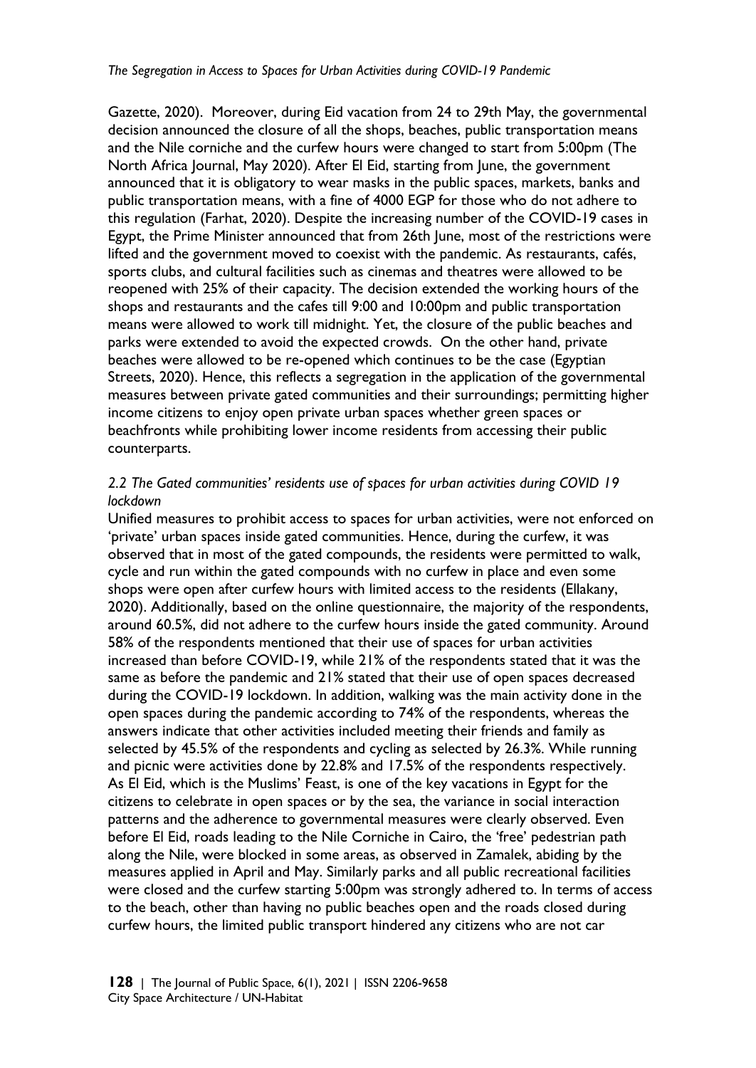Gazette, 2020). Moreover, during Eid vacation from 24 to 29th May, the governmental decision announced the closure of all the shops, beaches, public transportation means and the Nile corniche and the curfew hours were changed to start from 5:00pm (The North Africa Journal, May 2020). After El Eid, starting from June, the government announced that it is obligatory to wear masks in the public spaces, markets, banks and public transportation means, with a fine of 4000 EGP for those who do not adhere to this regulation (Farhat, 2020). Despite the increasing number of the COVID-19 cases in Egypt, the Prime Minister announced that from 26th June, most of the restrictions were lifted and the government moved to coexist with the pandemic. As restaurants, cafés, sports clubs, and cultural facilities such as cinemas and theatres were allowed to be reopened with 25% of their capacity. The decision extended the working hours of the shops and restaurants and the cafes till 9:00 and 10:00pm and public transportation means were allowed to work till midnight. Yet, the closure of the public beaches and parks were extended to avoid the expected crowds. On the other hand, private beaches were allowed to be re-opened which continues to be the case (Egyptian Streets, 2020). Hence, this reflects a segregation in the application of the governmental measures between private gated communities and their surroundings; permitting higher income citizens to enjoy open private urban spaces whether green spaces or beachfronts while prohibiting lower income residents from accessing their public counterparts.

### *2.2 The Gated communities' residents use of spaces for urban activities during COVID 19 lockdown*

Unified measures to prohibit access to spaces for urban activities, were not enforced on 'private' urban spaces inside gated communities. Hence, during the curfew, it was observed that in most of the gated compounds, the residents were permitted to walk, cycle and run within the gated compounds with no curfew in place and even some shops were open after curfew hours with limited access to the residents (Ellakany, 2020). Additionally, based on the online questionnaire, the majority of the respondents, around 60.5%, did not adhere to the curfew hours inside the gated community. Around 58% of the respondents mentioned that their use of spaces for urban activities increased than before COVID-19, while 21% of the respondents stated that it was the same as before the pandemic and 21% stated that their use of open spaces decreased during the COVID-19 lockdown. In addition, walking was the main activity done in the open spaces during the pandemic according to 74% of the respondents, whereas the answers indicate that other activities included meeting their friends and family as selected by 45.5% of the respondents and cycling as selected by 26.3%. While running and picnic were activities done by 22.8% and 17.5% of the respondents respectively.
As El Eid, which is the Muslims' Feast, is one of the key vacations in Egypt for the citizens to celebrate in open spaces or by the sea, the variance in social interaction patterns and the adherence to governmental measures were clearly observed. Even before El Eid, roads leading to the Nile Corniche in Cairo, the 'free' pedestrian path along the Nile, were blocked in some areas, as observed in Zamalek, abiding by the measures applied in April and May. Similarly parks and all public recreational facilities were closed and the curfew starting 5:00pm was strongly adhered to. In terms of access to the beach, other than having no public beaches open and the roads closed during curfew hours, the limited public transport hindered any citizens who are not car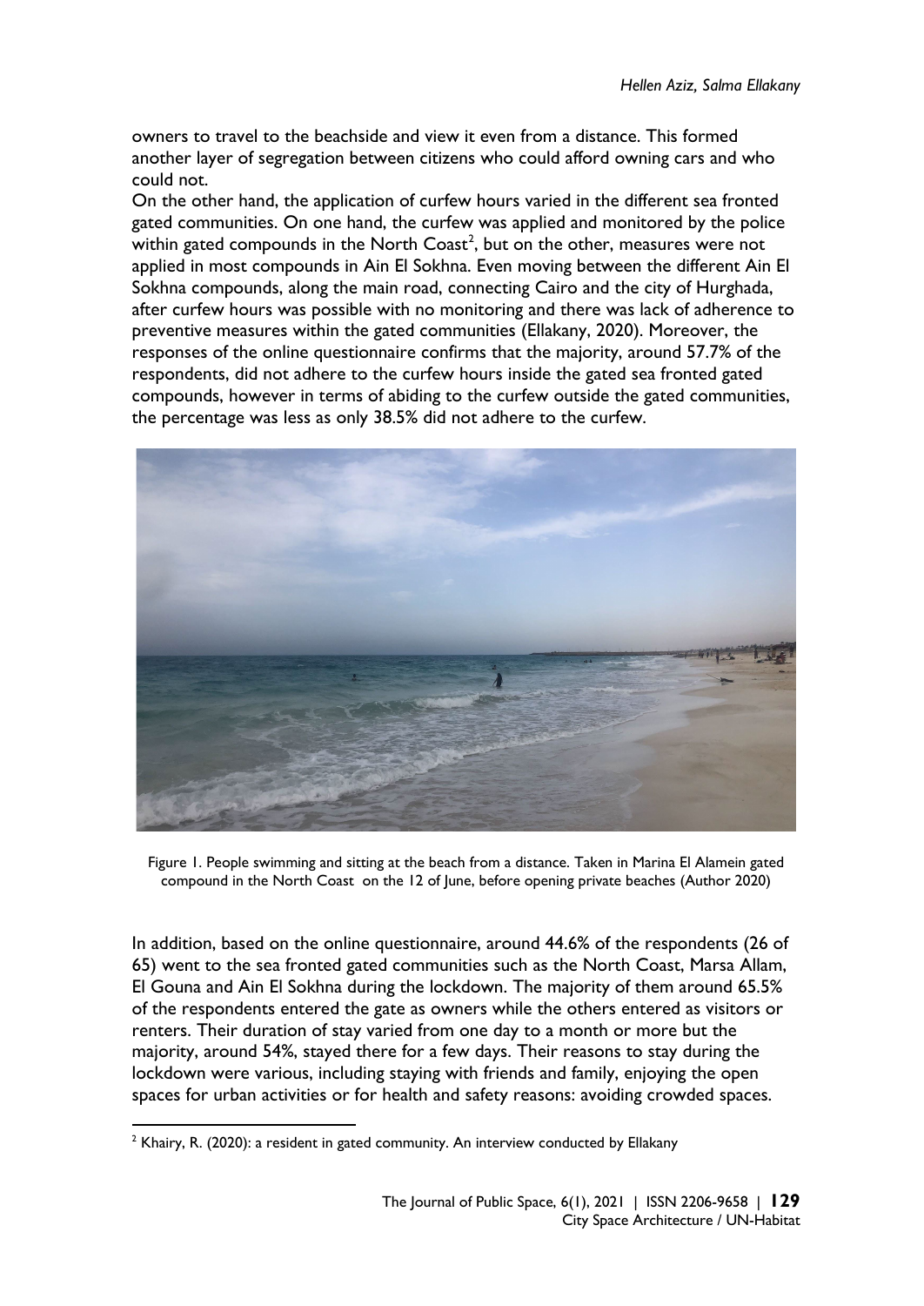owners to travel to the beachside and view it even from a distance. This formed another layer of segregation between citizens who could afford owning cars and who could not.

On the other hand, the application of curfew hours varied in the different sea fronted gated communities. On one hand, the curfew was applied and monitored by the police within gated compounds in the North Coast[2], but on the other, measures were not applied in most compounds in Ain El Sokhna. Even moving between the different Ain El Sokhna compounds, along the main road, connecting Cairo and the city of Hurghada, after curfew hours was possible with no monitoring and there was lack of adherence to preventive measures within the gated communities (Ellakany, 2020). Moreover, the responses of the online questionnaire confirms that the majority, around 57.7% of the respondents, did not adhere to the curfew hours inside the gated sea fronted gated compounds, however in terms of abiding to the curfew outside the gated communities, the percentage was less as only 38.5% did not adhere to the curfew.

Figure 1. People swimming and sitting at the beach from a distance. Taken in Marina El Alamein gated compound in the North Coast on the 12 of June, before opening private beaches (Author 2020)

In addition, based on the online questionnaire, around 44.6% of the respondents (26 of 65) went to the sea fronted gated communities such as the North Coast, Marsa Allam, El Gouna and Ain El Sokhna during the lockdown. The majority of them around 65.5% of the respondents entered the gate as owners while the others entered as visitors or renters. Their duration of stay varied from one day to a month or more but the majority, around 54%, stayed there for a few days. Their reasons to stay during the lockdown were various, including staying with friends and family, enjoying the open spaces for urban activities or for health and safety reasons: avoiding crowded spaces.

[2] Khairy, R. (2020): a resident in gated community. An interview conducted by Ellakany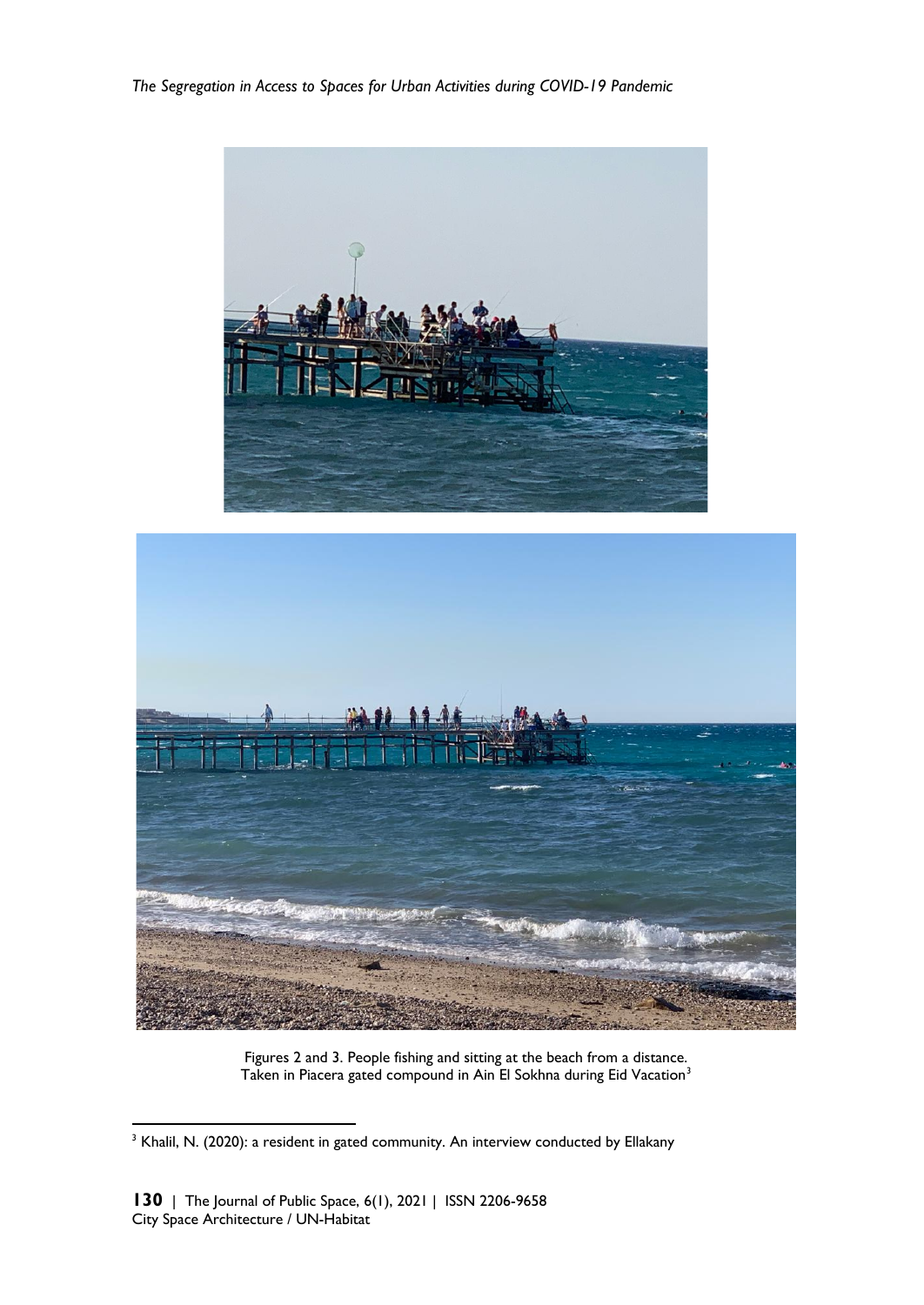Figures 2 and 3. People fishing and sitting at the beach from a distance. Taken in Piacera gated compound in Ain El Sokhna during Eid Vacation[3]

[3] Khalil, N. (2020): a resident in gated community. An interview conducted by Ellakany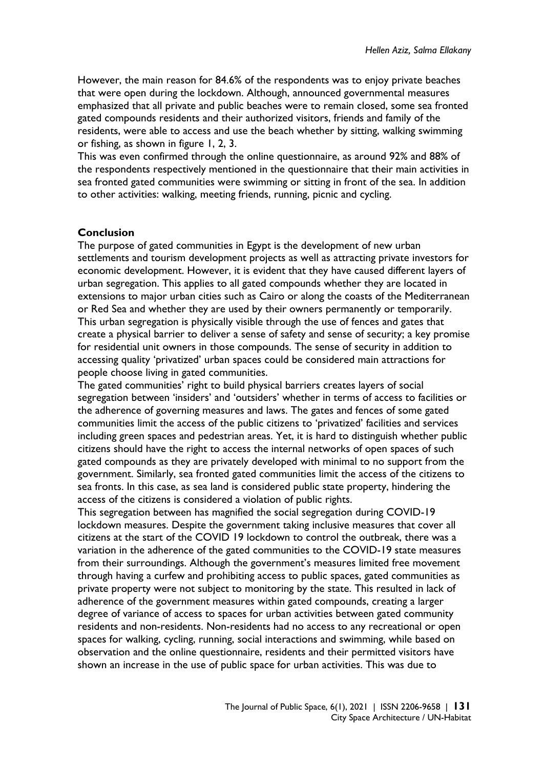However, the main reason for 84.6% of the respondents was to enjoy private beaches that were open during the lockdown. Although, announced governmental measures emphasized that all private and public beaches were to remain closed, some sea fronted gated compounds residents and their authorized visitors, friends and family of the residents, were able to access and use the beach whether by sitting, walking swimming or fishing, as shown in figure 1, 2, 3.

This was even confirmed through the online questionnaire, as around 92% and 88% of the respondents respectively mentioned in the questionnaire that their main activities in sea fronted gated communities were swimming or sitting in front of the sea. In addition to other activities: walking, meeting friends, running, picnic and cycling.

## Conclusion

The purpose of gated communities in Egypt is the development of new urban settlements and tourism development projects as well as attracting private investors for economic development. However, it is evident that they have caused different layers of urban segregation. This applies to all gated compounds whether they are located in extensions to major urban cities such as Cairo or along the coasts of the Mediterranean or Red Sea and whether they are used by their owners permanently or temporarily. This urban segregation is physically visible through the use of fences and gates that create a physical barrier to deliver a sense of safety and sense of security; a key promise for residential unit owners in those compounds. The sense of security in addition to accessing quality 'privatized' urban spaces could be considered main attractions for people choose living in gated communities.

The gated communities' right to build physical barriers creates layers of social segregation between 'insiders' and 'outsiders' whether in terms of access to facilities or the adherence of governing measures and laws. The gates and fences of some gated communities limit the access of the public citizens to 'privatized' facilities and services including green spaces and pedestrian areas. Yet, it is hard to distinguish whether public citizens should have the right to access the internal networks of open spaces of such gated compounds as they are privately developed with minimal to no support from the government. Similarly, sea fronted gated communities limit the access of the citizens to sea fronts. In this case, as sea land is considered public state property, hindering the access of the citizens is considered a violation of public rights.

This segregation between has magnified the social segregation during COVID-19 lockdown measures. Despite the government taking inclusive measures that cover all citizens at the start of the COVID 19 lockdown to control the outbreak, there was a variation in the adherence of the gated communities to the COVID-19 state measures from their surroundings. Although the government's measures limited free movement through having a curfew and prohibiting access to public spaces, gated communities as private property were not subject to monitoring by the state. This resulted in lack of adherence of the government measures within gated compounds, creating a larger degree of variance of access to spaces for urban activities between gated community residents and non-residents. Non-residents had no access to any recreational or open spaces for walking, cycling, running, social interactions and swimming, while based on observation and the online questionnaire, residents and their permitted visitors have shown an increase in the use of public space for urban activities. This was due to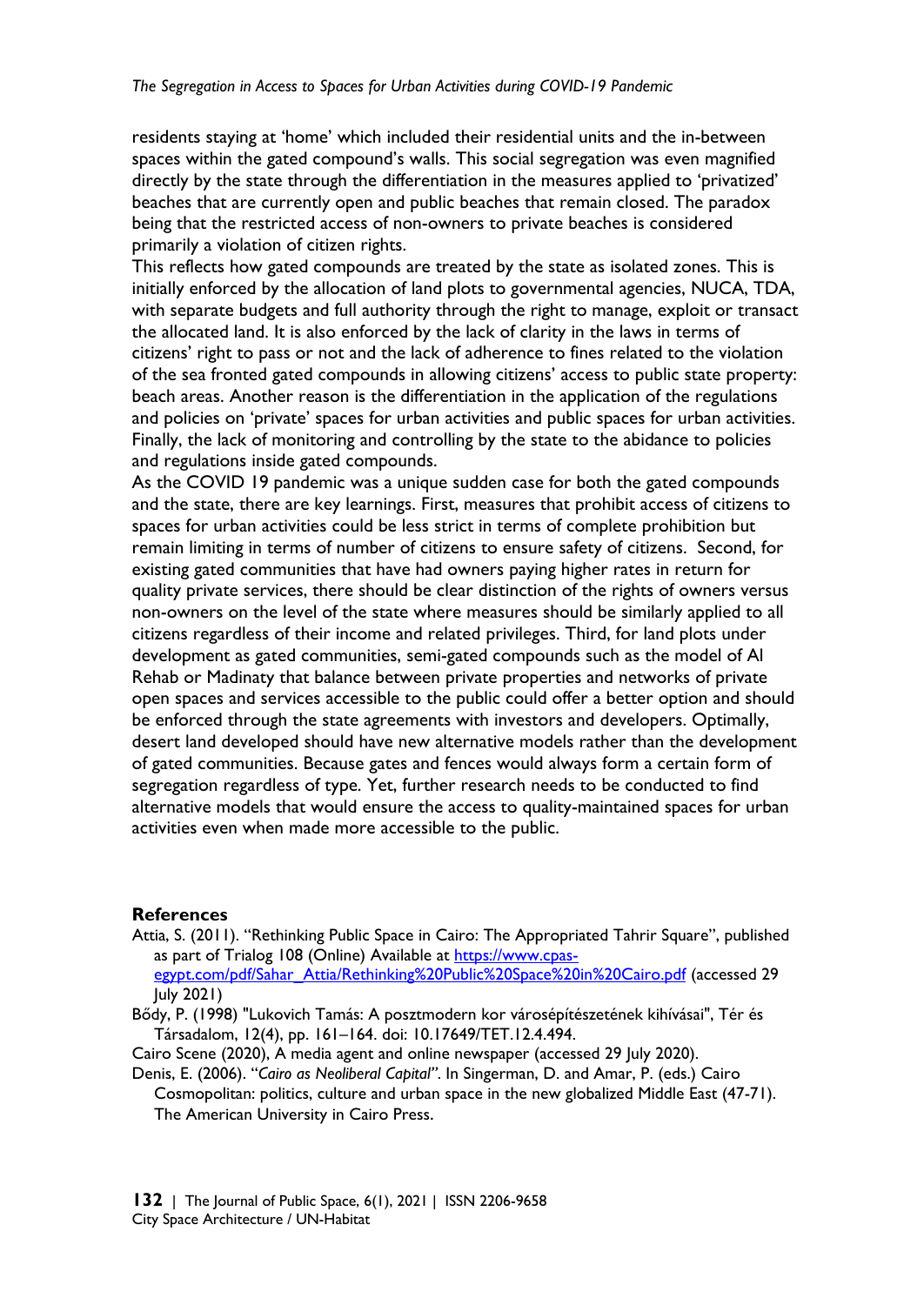residents staying at 'home' which included their residential units and the in-between spaces within the gated compound's walls. This social segregation was even magnified directly by the state through the differentiation in the measures applied to 'privatized' beaches that are currently open and public beaches that remain closed. The paradox being that the restricted access of non-owners to private beaches is considered primarily a violation of citizen rights.

This reflects how gated compounds are treated by the state as isolated zones. This is initially enforced by the allocation of land plots to governmental agencies, NUCA, TDA, with separate budgets and full authority through the right to manage, exploit or transact the allocated land. It is also enforced by the lack of clarity in the laws in terms of citizens' right to pass or not and the lack of adherence to fines related to the violation of the sea fronted gated compounds in allowing citizens' access to public state property: beach areas. Another reason is the differentiation in the application of the regulations and policies on 'private' spaces for urban activities and public spaces for urban activities. Finally, the lack of monitoring and controlling by the state to the abidance to policies and regulations inside gated compounds.

As the COVID 19 pandemic was a unique sudden case for both the gated compounds and the state, there are key learnings. First, measures that prohibit access of citizens to spaces for urban activities could be less strict in terms of complete prohibition but remain limiting in terms of number of citizens to ensure safety of citizens. Second, for existing gated communities that have had owners paying higher rates in return for quality private services, there should be clear distinction of the rights of owners versus non-owners on the level of the state where measures should be similarly applied to all citizens regardless of their income and related privileges. Third, for land plots under development as gated communities, semi-gated compounds such as the model of Al Rehab or Madinaty that balance between private properties and networks of private open spaces and services accessible to the public could offer a better option and should be enforced through the state agreements with investors and developers. Optimally, desert land developed should have new alternative models rather than the development of gated communities. Because gates and fences would always form a certain form of segregation regardless of type. Yet, further research needs to be conducted to find alternative models that would ensure the access to quality-maintained spaces for urban activities even when made more accessible to the public.

## References

Attia, S. (2011). "Rethinking Public Space in Cairo: The Appropriated Tahrir Square", published as part of Trialog 108 (Online) Available at https://www.cpas-egypt.com/pdf/Sahar_Attia/Rethinking%20Public%20Space%20in%20Cairo.pdf (accessed 29 July 2021)

Bődy, P. (1998) "Lukovich Tamás: A posztmodern kor városépítészetének kihívásai", Tér és Társadalom, 12(4), pp. 161–164. doi: 10.17649/TET.12.4.494.

Cairo Scene (2020), A media agent and online newspaper (accessed 29 July 2020).

Denis, E. (2006). "*Cairo as Neoliberal Capital"*. In Singerman, D. and Amar, P. (eds.) Cairo Cosmopolitan: politics, culture and urban space in the new globalized Middle East (47-71). The American University in Cairo Press.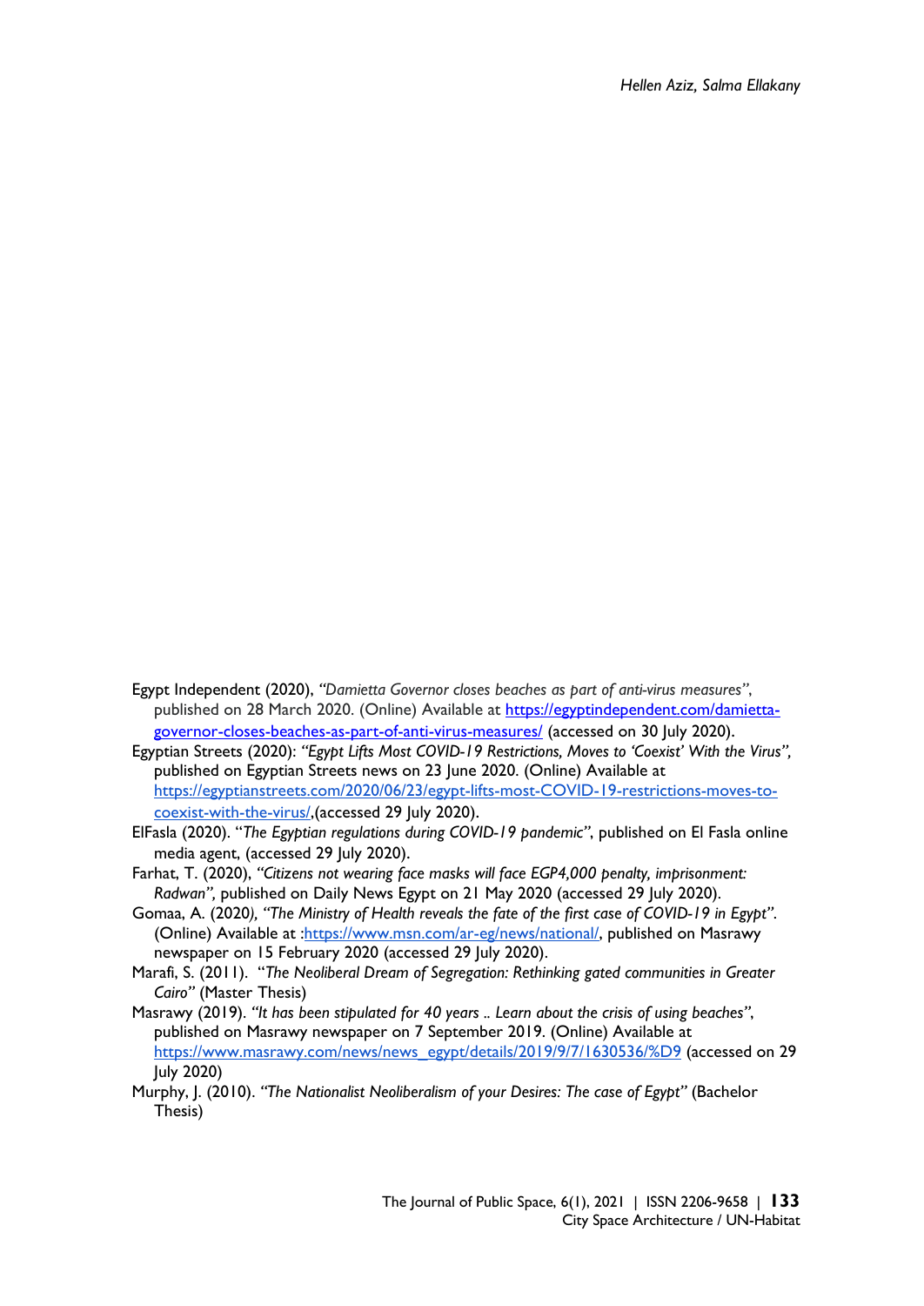Egypt Independent (2020), *"Damietta Governor closes beaches as part of anti-virus measures"*, published on 28 March 2020. (Online) Available at https://egyptindependent.com/damietta-governor-closes-beaches-as-part-of-anti-virus-measures/ (accessed on 30 July 2020).

Egyptian Streets (2020): *"Egypt Lifts Most COVID-19 Restrictions, Moves to 'Coexist' With the Virus",* published on Egyptian Streets news on 23 June 2020. (Online) Available at https://egyptianstreets.com/2020/06/23/egypt-lifts-most-COVID-19-restrictions-moves-to-coexist-with-the-virus/,(accessed 29 July 2020).

ElFasla (2020). "*The Egyptian regulations during COVID-19 pandemic"*, published on El Fasla online media agent, (accessed 29 July 2020).

Farhat, T. (2020), *"Citizens not wearing face masks will face EGP4,000 penalty, imprisonment: Radwan",* published on Daily News Egypt on 21 May 2020 (accessed 29 July 2020).

Gomaa, A. (2020*), "The Ministry of Health reveals the fate of the first case of COVID-19 in Egypt"*. (Online) Available at :https://www.msn.com/ar-eg/news/national/, published on Masrawy newspaper on 15 February 2020 (accessed 29 July 2020).

Marafi, S. (2011). "*The Neoliberal Dream of Segregation: Rethinking gated communities in Greater Cairo"* (Master Thesis)

Masrawy (2019). *"It has been stipulated for 40 years .. Learn about the crisis of using beaches"*, published on Masrawy newspaper on 7 September 2019. (Online) Available at https://www.masrawy.com/news/news_egypt/details/2019/9/7/1630536/%D9 (accessed on 29 July 2020)

Murphy, J. (2010). *"The Nationalist Neoliberalism of your Desires: The case of Egypt"* (Bachelor Thesis)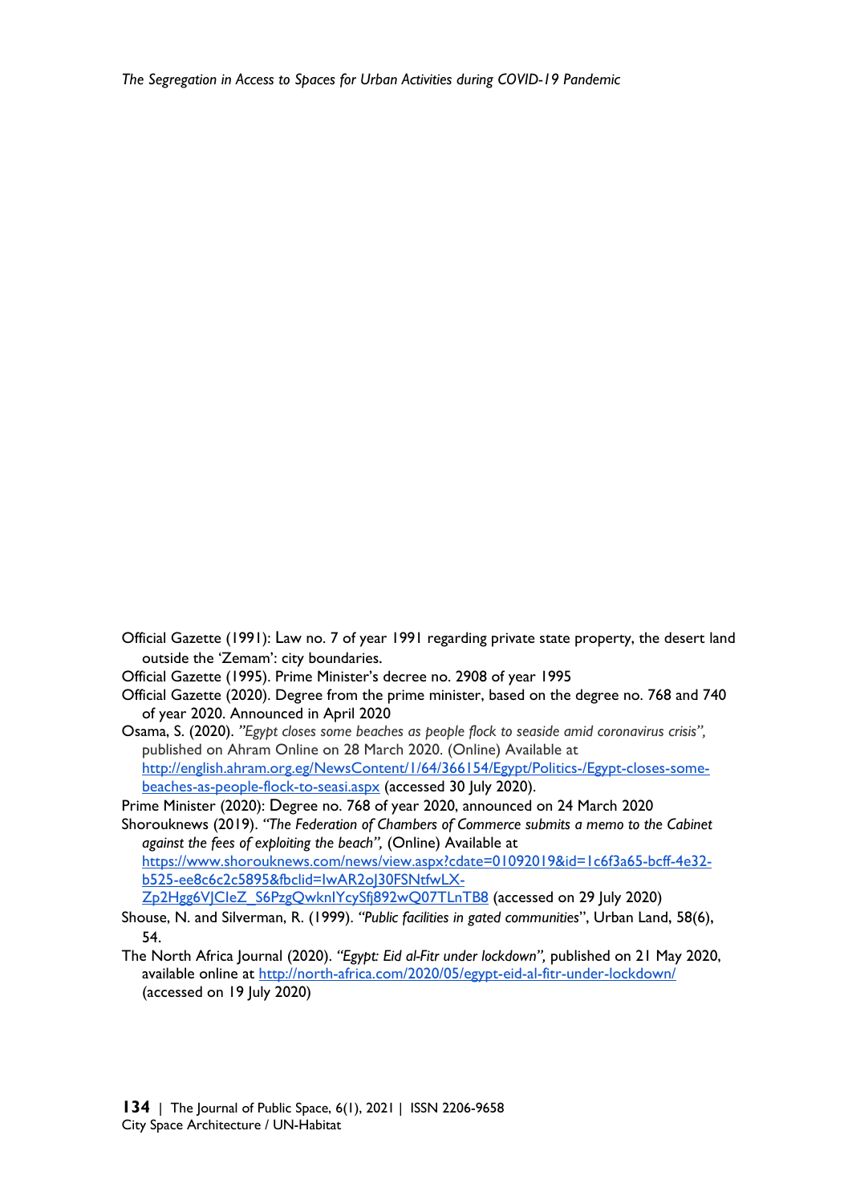Official Gazette (1991): Law no. 7 of year 1991 regarding private state property, the desert land outside the 'Zemam': city boundaries.

Official Gazette (1995). Prime Minister's decree no. 2908 of year 1995

Official Gazette (2020). Degree from the prime minister, based on the degree no. 768 and 740 of year 2020. Announced in April 2020

Osama, S. (2020). *"Egypt closes some beaches as people flock to seaside amid coronavirus crisis",* published on Ahram Online on 28 March 2020. (Online) Available at http://english.ahram.org.eg/NewsContent/1/64/366154/Egypt/Politics-/Egypt-closes-some-beaches-as-people-flock-to-seasi.aspx (accessed 30 July 2020).

Prime Minister (2020): Degree no. 768 of year 2020, announced on 24 March 2020

Shorouknews (2019). *"The Federation of Chambers of Commerce submits a memo to the Cabinet against the fees of exploiting the beach",* (Online) Available at https://www.shorouknews.com/news/view.aspx?cdate=01092019&id=1c6f3a65-bcff-4e32-b525-ee8c6c2c5895&fbclid=IwAR2oJ30FSNtfwLX-Zp2Hgg6VJCIeZ_S6PzgQwknIYcySfj892wQ07TLnTB8 (accessed on 29 July 2020)

Shouse, N. and Silverman, R. (1999). *"Public facilities in gated communities"*, Urban Land, 58(6), 54.

The North Africa Journal (2020). *"Egypt: Eid al-Fitr under lockdown",* published on 21 May 2020, available online at http://north-africa.com/2020/05/egypt-eid-al-fitr-under-lockdown/ (accessed on 19 July 2020)